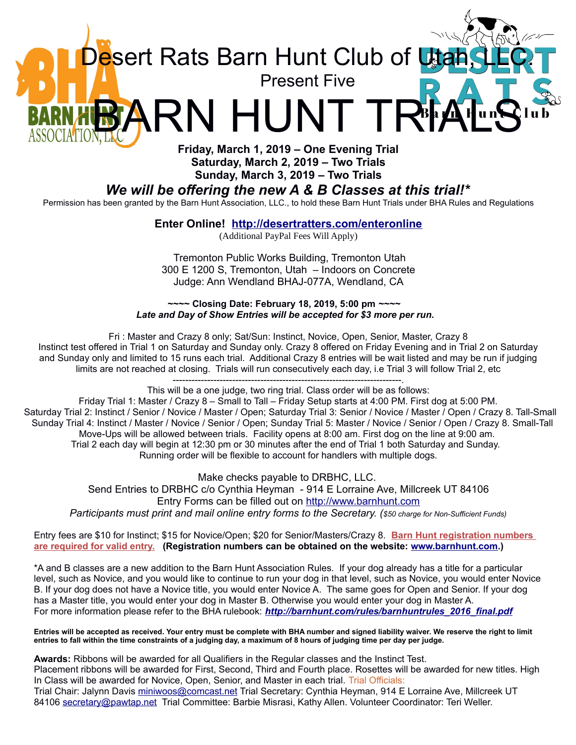# Desert Rats Barn Hunt Club of Utah, LLC.

Present Five

# BARN HUNT TRIALS

**Friday, March 1, 2019 – One Evening Trial**
**Saturday, March 2, 2019 – Two Trials**
**Sunday, March 3, 2019 – Two Trials**

***We will be offering the new A & B Classes at this trial!****

Permission has been granted by the Barn Hunt Association, LLC., to hold these Barn Hunt Trials under BHA Rules and Regulations

**Enter Online! http://desertratters.com/enteronline**
(Additional PayPal Fees Will Apply)

Tremonton Public Works Building, Tremonton Utah
300 E 1200 S, Tremonton, Utah – Indoors on Concrete
Judge: Ann Wendland BHAJ-077A, Wendland, CA

**~~~~ Closing Date: February 18, 2019, 5:00 pm ~~~~**
***Late and Day of Show Entries will be accepted for $3 more per run.***

Fri : Master and Crazy 8 only; Sat/Sun: Instinct, Novice, Open, Senior, Master, Crazy 8
Instinct test offered in Trial 1 on Saturday and Sunday only. Crazy 8 offered on Friday Evening and in Trial 2 on Saturday and Sunday only and limited to 15 runs each trial. Additional Crazy 8 entries will be wait listed and may be run if judging limits are not reached at closing. Trials will run consecutively each day, i.e Trial 3 will follow Trial 2, etc

---

This will be a one judge, two ring trial. Class order will be as follows:
Friday Trial 1: Master / Crazy 8 – Small to Tall – Friday Setup starts at 4:00 PM. First dog at 5:00 PM.
Saturday Trial 2: Instinct / Senior / Novice / Master / Open; Saturday Trial 3: Senior / Novice / Master / Open / Crazy 8. Tall-Small
Sunday Trial 4: Instinct / Master / Novice / Senior / Open; Sunday Trial 5: Master / Novice / Senior / Open / Crazy 8. Small-Tall
Move-Ups will be allowed between trials. Facility opens at 8:00 am. First dog on the line at 9:00 am.
Trial 2 each day will begin at 12:30 pm or 30 minutes after the end of Trial 1 both Saturday and Sunday.
Running order will be flexible to account for handlers with multiple dogs.

Make checks payable to DRBHC, LLC.
Send Entries to DRBHC c/o Cynthia Heyman - 914 E Lorraine Ave, Millcreek UT 84106
Entry Forms can be filled out on http://www.barnhunt.com
*Participants must print and mail online entry forms to the Secretary. ($50 charge for Non-Sufficient Funds)*

Entry fees are $10 for Instinct; $15 for Novice/Open; $20 for Senior/Masters/Crazy 8. **Barn Hunt registration numbers are required for valid entry.** **(Registration numbers can be obtained on the website: www.barnhunt.com.)**

*A and B classes are a new addition to the Barn Hunt Association Rules. If your dog already has a title for a particular level, such as Novice, and you would like to continue to run your dog in that level, such as Novice, you would enter Novice B. If your dog does not have a Novice title, you would enter Novice A. The same goes for Open and Senior. If your dog has a Master title, you would enter your dog in Master B. Otherwise you would enter your dog in Master A.
For more information please refer to the BHA rulebook: ***http://barnhunt.com/rules/barnhuntrules_2016_final.pdf***

**Entries will be accepted as received. Your entry must be complete with BHA number and signed liability waiver. We reserve the right to limit entries to fall within the time constraints of a judging day, a maximum of 8 hours of judging time per day per judge.**

**Awards:** Ribbons will be awarded for all Qualifiers in the Regular classes and the Instinct Test.
Placement ribbons will be awarded for First, Second, Third and Fourth place. Rosettes will be awarded for new titles. High In Class will be awarded for Novice, Open, Senior, and Master in each trial. Trial Officials:
Trial Chair: Jalynn Davis miniwoos@comcast.net Trial Secretary: Cynthia Heyman, 914 E Lorraine Ave, Millcreek UT 84106 secretary@pawtap.net Trial Committee: Barbie Misrasi, Kathy Allen. Volunteer Coordinator: Teri Weller.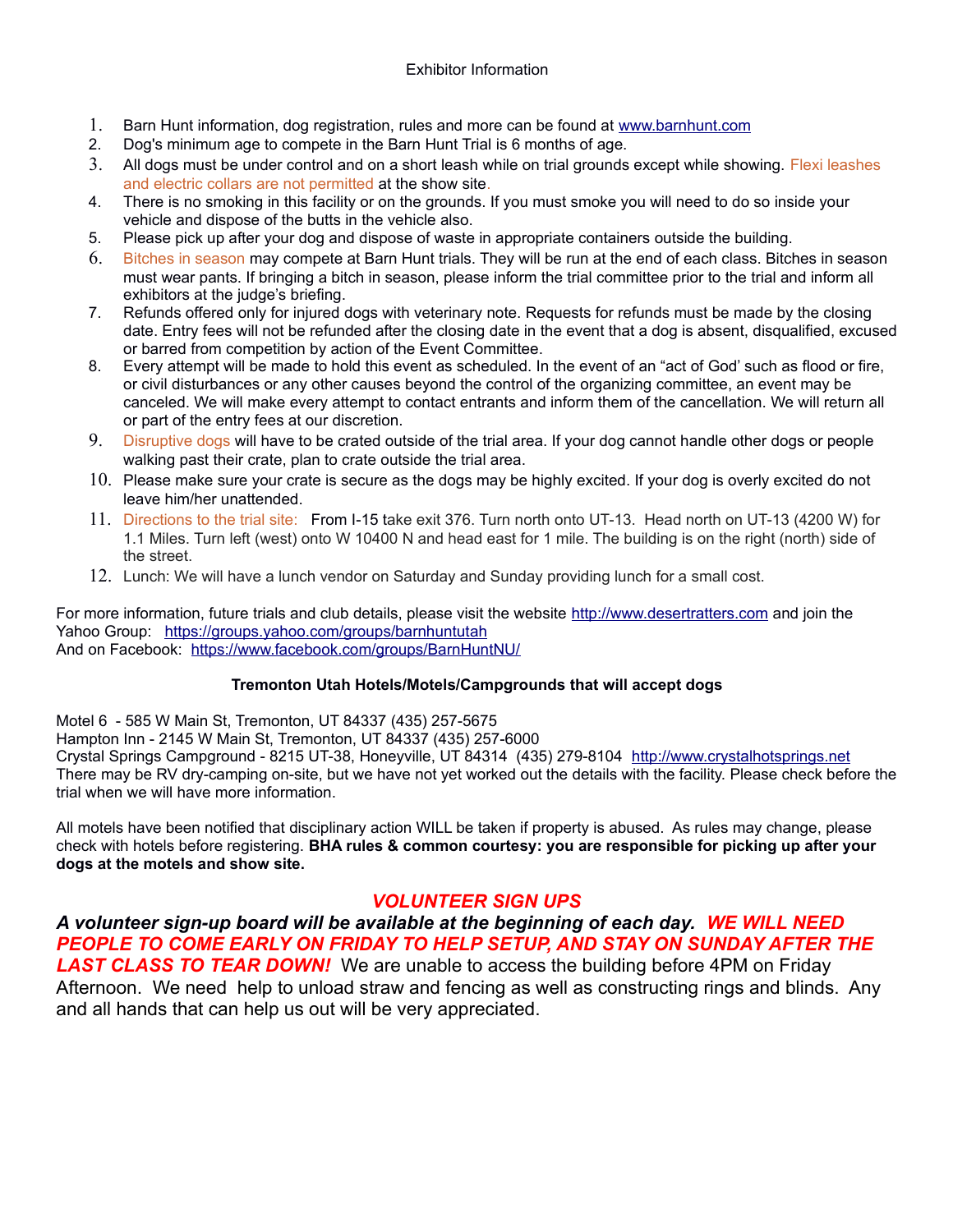Exhibitor Information

1. Barn Hunt information, dog registration, rules and more can be found at www.barnhunt.com
2. Dog's minimum age to compete in the Barn Hunt Trial is 6 months of age.
3. All dogs must be under control and on a short leash while on trial grounds except while showing. Flexi leashes and electric collars are not permitted at the show site.
4. There is no smoking in this facility or on the grounds. If you must smoke you will need to do so inside your vehicle and dispose of the butts in the vehicle also.
5. Please pick up after your dog and dispose of waste in appropriate containers outside the building.
6. Bitches in season may compete at Barn Hunt trials. They will be run at the end of each class. Bitches in season must wear pants. If bringing a bitch in season, please inform the trial committee prior to the trial and inform all exhibitors at the judge's briefing.
7. Refunds offered only for injured dogs with veterinary note. Requests for refunds must be made by the closing date. Entry fees will not be refunded after the closing date in the event that a dog is absent, disqualified, excused or barred from competition by action of the Event Committee.
8. Every attempt will be made to hold this event as scheduled. In the event of an "act of God' such as flood or fire, or civil disturbances or any other causes beyond the control of the organizing committee, an event may be canceled. We will make every attempt to contact entrants and inform them of the cancellation. We will return all or part of the entry fees at our discretion.
9. Disruptive dogs will have to be crated outside of the trial area. If your dog cannot handle other dogs or people walking past their crate, plan to crate outside the trial area.
10. Please make sure your crate is secure as the dogs may be highly excited. If your dog is overly excited do not leave him/her unattended.
11. Directions to the trial site: From I-15 take exit 376. Turn north onto UT-13. Head north on UT-13 (4200 W) for 1.1 Miles. Turn left (west) onto W 10400 N and head east for 1 mile. The building is on the right (north) side of the street.
12. Lunch: We will have a lunch vendor on Saturday and Sunday providing lunch for a small cost.

For more information, future trials and club details, please visit the website http://www.desertratters.com and join the Yahoo Group: https://groups.yahoo.com/groups/barnhuntutah
And on Facebook: https://www.facebook.com/groups/BarnHuntNU/

**Tremonton Utah Hotels/Motels/Campgrounds that will accept dogs**

Motel 6 - 585 W Main St, Tremonton, UT 84337 (435) 257-5675
Hampton Inn - 2145 W Main St, Tremonton, UT 84337 (435) 257-6000
Crystal Springs Campground - 8215 UT-38, Honeyville, UT 84314 (435) 279-8104 http://www.crystalhotsprings.net
There may be RV dry-camping on-site, but we have not yet worked out the details with the facility. Please check before the trial when we will have more information.

All motels have been notified that disciplinary action WILL be taken if property is abused. As rules may change, please check with hotels before registering. **BHA rules & common courtesy: you are responsible for picking up after your dogs at the motels and show site.**

## *VOLUNTEER SIGN UPS*

***A volunteer sign-up board will be available at the beginning of each day. WE WILL NEED PEOPLE TO COME EARLY ON FRIDAY TO HELP SETUP, AND STAY ON SUNDAY AFTER THE LAST CLASS TO TEAR DOWN!*** We are unable to access the building before 4PM on Friday Afternoon. We need help to unload straw and fencing as well as constructing rings and blinds. Any and all hands that can help us out will be very appreciated.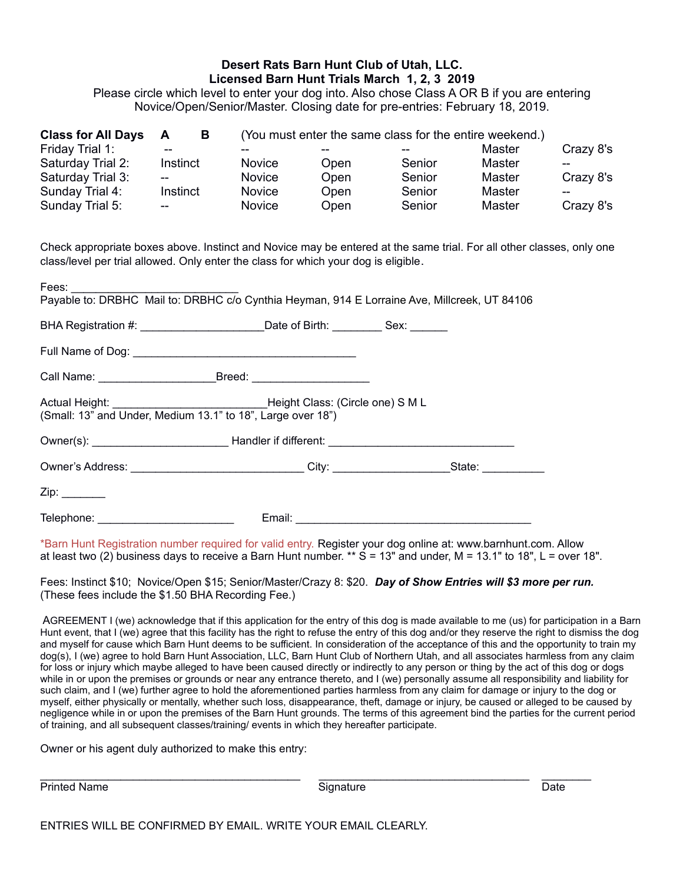**Desert Rats Barn Hunt Club of Utah, LLC.**
**Licensed Barn Hunt Trials March 1, 2, 3 2019**

Please circle which level to enter your dog into. Also chose Class A OR B if you are entering Novice/Open/Senior/Master. Closing date for pre-entries: February 18, 2019.

| **Class for All Days** | **A** | **B** | (You must enter the same class for the entire weekend.) | | | |
|---|---|---|---|---|---|---|
| Friday Trial 1: | -- | -- | -- | -- | Master | Crazy 8's |
| Saturday Trial 2: | Instinct | Novice | Open | Senior | Master | -- |
| Saturday Trial 3: | -- | Novice | Open | Senior | Master | Crazy 8's |
| Sunday Trial 4: | Instinct | Novice | Open | Senior | Master | -- |
| Sunday Trial 5: | -- | Novice | Open | Senior | Master | Crazy 8's |

Check appropriate boxes above. Instinct and Novice may be entered at the same trial. For all other classes, only one class/level per trial allowed. Only enter the class for which your dog is eligible.

Fees: ___________________________
Payable to: DRBHC Mail to: DRBHC c/o Cynthia Heyman, 914 E Lorraine Ave, Millcreek, UT 84106

BHA Registration #: ____________________Date of Birth: ________ Sex: ______

Full Name of Dog: ____________________________________

Call Name: ___________________Breed: ___________________

Actual Height: _________________________Height Class: (Circle one) S M L
(Small: 13" and Under, Medium 13.1" to 18", Large over 18")

Owner(s): ______________________ Handler if different: ______________________________

Owner's Address: ____________________________ City: __________________State: __________

Zip: _______

Telephone: ______________________ Email: ______________________________________

*Barn Hunt Registration number required for valid entry. Register your dog online at: www.barnhunt.com. Allow at least two (2) business days to receive a Barn Hunt number. ** S = 13" and under, M = 13.1" to 18", L = over 18".

Fees: Instinct $10; Novice/Open $15; Senior/Master/Crazy 8: $20. ***Day of Show Entries will $3 more per run.*** (These fees include the $1.50 BHA Recording Fee.)

AGREEMENT I (we) acknowledge that if this application for the entry of this dog is made available to me (us) for participation in a Barn Hunt event, that I (we) agree that this facility has the right to refuse the entry of this dog and/or they reserve the right to dismiss the dog and myself for cause which Barn Hunt deems to be sufficient. In consideration of the acceptance of this and the opportunity to train my dog(s), I (we) agree to hold Barn Hunt Association, LLC, Barn Hunt Club of Northern Utah, and all associates harmless from any claim for loss or injury which maybe alleged to have been caused directly or indirectly to any person or thing by the act of this dog or dogs while in or upon the premises or grounds or near any entrance thereto, and I (we) personally assume all responsibility and liability for such claim, and I (we) further agree to hold the aforementioned parties harmless from any claim for damage or injury to the dog or myself, either physically or mentally, whether such loss, disappearance, theft, damage or injury, be caused or alleged to be caused by negligence while in or upon the premises of the Barn Hunt grounds. The terms of this agreement bind the parties for the current period of training, and all subsequent classes/training/ events in which they hereafter participate.

Owner or his agent duly authorized to make this entry:

_________________________________________ __________________________________ ________
Printed Name Signature Date

ENTRIES WILL BE CONFIRMED BY EMAIL. WRITE YOUR EMAIL CLEARLY.